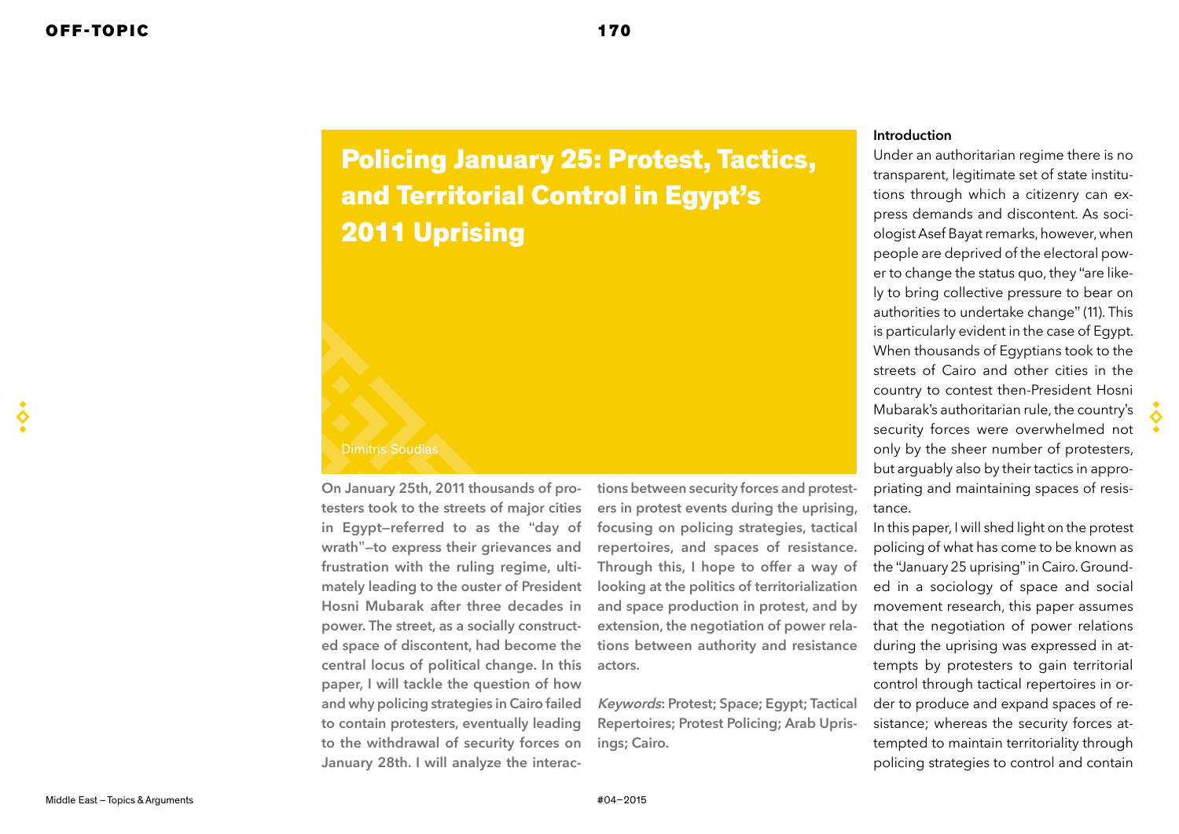# Policing January 25: Protest, Tactics, and Territorial Control in Egypt's 2011 Uprising

Dimitris Soudias

**On January 25th, 2011 thousands of protesters took to the streets of major cities in Egypt—referred to as the "day of wrath"—to express their grievances and frustration with the ruling regime, ultimately leading to the ouster of President Hosni Mubarak after three decades in power. The street, as a socially constructed space of discontent, had become the central locus of political change. In this paper, I will tackle the question of how and why policing strategies in Cairo failed to contain protesters, eventually leading to the withdrawal of security forces on January 28th. I will analyze the interactions between security forces and protesters in protest events during the uprising, focusing on policing strategies, tactical repertoires, and spaces of resistance. Through this, I hope to offer a way of looking at the politics of territorialization and space production in protest, and by extension, the negotiation of power relations between authority and resistance actors.**

***Keywords*: Protest; Space; Egypt; Tactical Repertoires; Protest Policing; Arab Uprisings; Cairo.**

## Introduction

Under an authoritarian regime there is no transparent, legitimate set of state institutions through which a citizenry can express demands and discontent. As sociologist Asef Bayat remarks, however, when people are deprived of the electoral power to change the status quo, they "are likely to bring collective pressure to bear on authorities to undertake change" (11). This is particularly evident in the case of Egypt. When thousands of Egyptians took to the streets of Cairo and other cities in the country to contest then-President Hosni Mubarak's authoritarian rule, the country's security forces were overwhelmed not only by the sheer number of protesters, but arguably also by their tactics in appropriating and maintaining spaces of resistance.

In this paper, I will shed light on the protest policing of what has come to be known as the "January 25 uprising" in Cairo. Grounded in a sociology of space and social movement research, this paper assumes that the negotiation of power relations during the uprising was expressed in attempts by protesters to gain territorial control through tactical repertoires in order to produce and expand spaces of resistance; whereas the security forces attempted to maintain territoriality through policing strategies to control and contain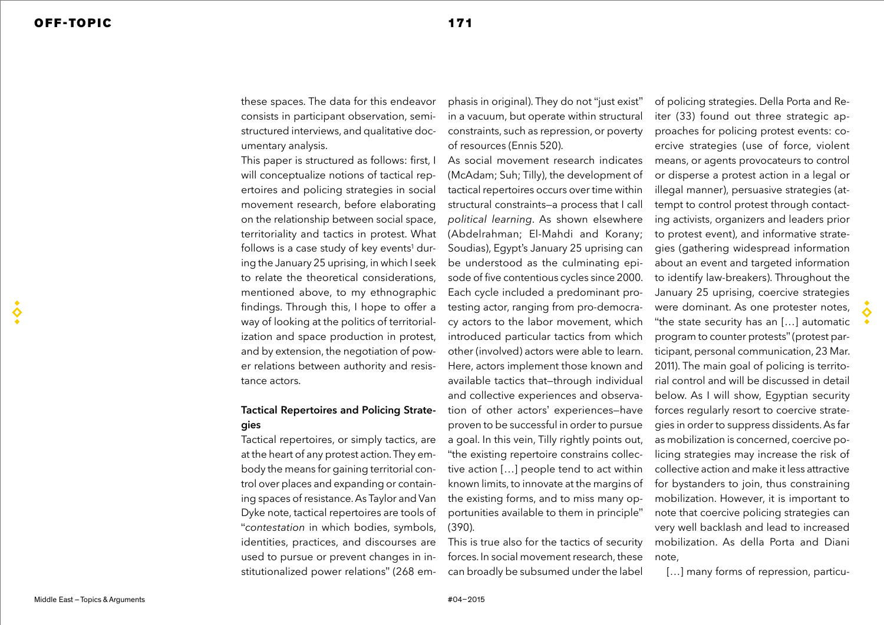these spaces. The data for this endeavor consists in participant observation, semi-structured interviews, and qualitative documentary analysis.

This paper is structured as follows: first, I will conceptualize notions of tactical repertoires and policing strategies in social movement research, before elaborating on the relationship between social space, territoriality and tactics in protest. What follows is a case study of key events[1] during the January 25 uprising, in which I seek to relate the theoretical considerations, mentioned above, to my ethnographic findings. Through this, I hope to offer a way of looking at the politics of territorialization and space production in protest, and by extension, the negotiation of power relations between authority and resistance actors.

## Tactical Repertoires and Policing Strategies

Tactical repertoires, or simply tactics, are at the heart of any protest action. They embody the means for gaining territorial control over places and expanding or containing spaces of resistance. As Taylor and Van Dyke note, tactical repertoires are tools of "*contestation* in which bodies, symbols, identities, practices, and discourses are used to pursue or prevent changes in institutionalized power relations" (268 emphasis in original). They do not "just exist" in a vacuum, but operate within structural constraints, such as repression, or poverty of resources (Ennis 520).

As social movement research indicates (McAdam; Suh; Tilly), the development of tactical repertoires occurs over time within structural constraints—a process that I call *political learning*. As shown elsewhere (Abdelrahman; El-Mahdi and Korany; Soudias), Egypt's January 25 uprising can be understood as the culminating episode of five contentious cycles since 2000. Each cycle included a predominant protesting actor, ranging from pro-democracy actors to the labor movement, which introduced particular tactics from which other (involved) actors were able to learn. Here, actors implement those known and available tactics that—through individual and collective experiences and observation of other actors' experiences—have proven to be successful in order to pursue a goal. In this vein, Tilly rightly points out, "the existing repertoire constrains collective action […] people tend to act within known limits, to innovate at the margins of the existing forms, and to miss many opportunities available to them in principle" (390).

This is true also for the tactics of security forces. In social movement research, these can broadly be subsumed under the label of policing strategies. Della Porta and Reiter (33) found out three strategic approaches for policing protest events: coercive strategies (use of force, violent means, or agents provocateurs to control or disperse a protest action in a legal or illegal manner), persuasive strategies (attempt to control protest through contacting activists, organizers and leaders prior to protest event), and informative strategies (gathering widespread information about an event and targeted information to identify law-breakers). Throughout the January 25 uprising, coercive strategies were dominant. As one protester notes, "the state security has an […] automatic program to counter protests" (protest participant, personal communication, 23 Mar. 2011). The main goal of policing is territorial control and will be discussed in detail below. As I will show, Egyptian security forces regularly resort to coercive strategies in order to suppress dissidents. As far as mobilization is concerned, coercive policing strategies may increase the risk of collective action and make it less attractive for bystanders to join, thus constraining mobilization. However, it is important to note that coercive policing strategies can very well backlash and lead to increased mobilization. As della Porta and Diani note,

[…] many forms of repression, particu-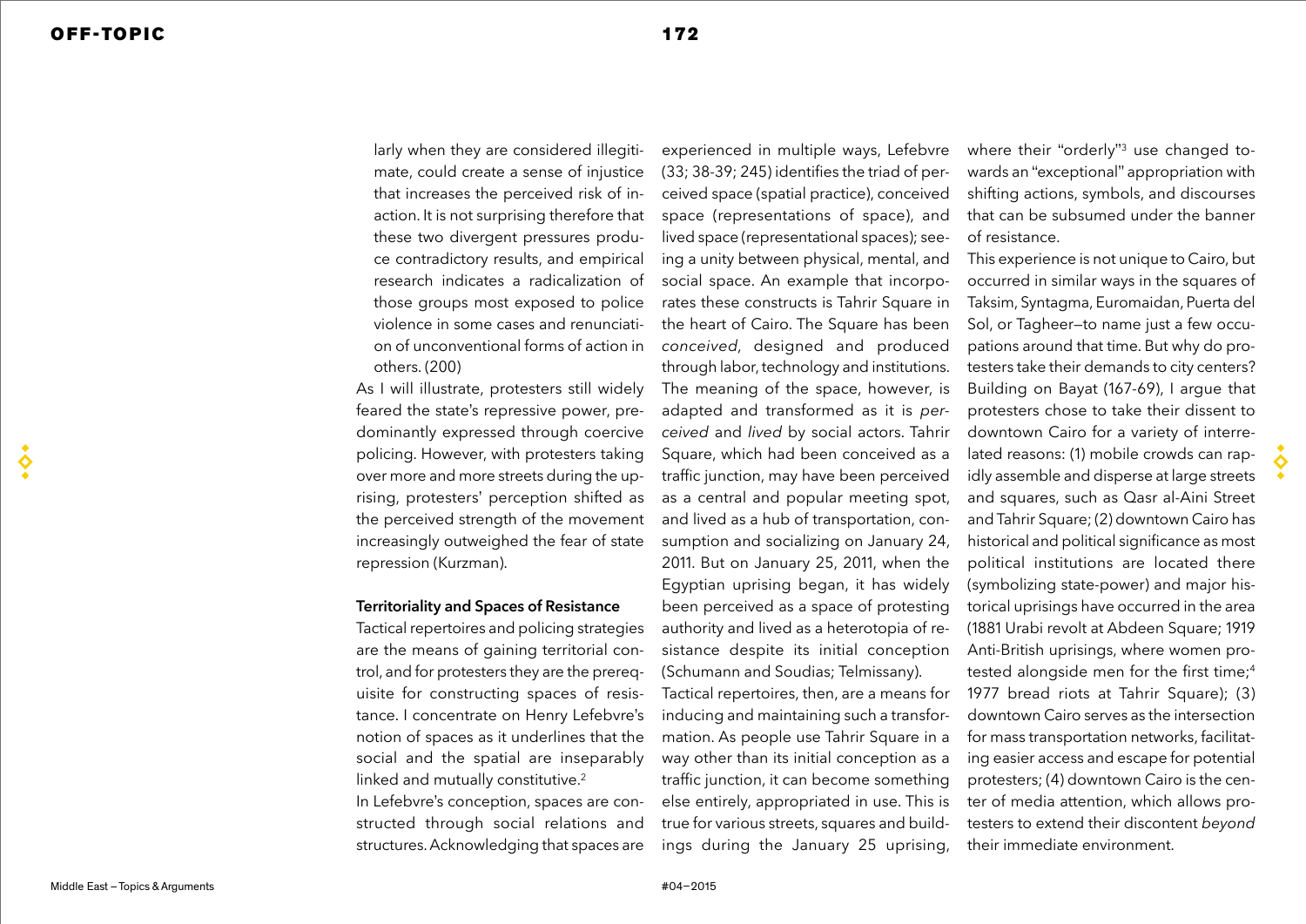> larly when they are considered illegitimate, could create a sense of injustice that increases the perceived risk of inaction. It is not surprising therefore that these two divergent pressures produce contradictory results, and empirical research indicates a radicalization of those groups most exposed to police violence in some cases and renunciation of unconventional forms of action in others. (200)

As I will illustrate, protesters still widely feared the state's repressive power, predominantly expressed through coercive policing. However, with protesters taking over more and more streets during the uprising, protesters' perception shifted as the perceived strength of the movement increasingly outweighed the fear of state repression (Kurzman).

**Territoriality and Spaces of Resistance**

Tactical repertoires and policing strategies are the means of gaining territorial control, and for protesters they are the prerequisite for constructing spaces of resistance. I concentrate on Henry Lefebvre's notion of spaces as it underlines that the social and the spatial are inseparably linked and mutually constitutive.[2]

In Lefebvre's conception, spaces are constructed through social relations and structures. Acknowledging that spaces are experienced in multiple ways, Lefebvre (33; 38-39; 245) identifies the triad of perceived space (spatial practice), conceived space (representations of space), and lived space (representational spaces); seeing a unity between physical, mental, and social space. An example that incorporates these constructs is Tahrir Square in the heart of Cairo. The Square has been *conceived*, designed and produced through labor, technology and institutions. The meaning of the space, however, is adapted and transformed as it is *perceived* and *lived* by social actors. Tahrir Square, which had been conceived as a traffic junction, may have been perceived as a central and popular meeting spot, and lived as a hub of transportation, consumption and socializing on January 24, 2011. But on January 25, 2011, when the Egyptian uprising began, it has widely been perceived as a space of protesting authority and lived as a heterotopia of resistance despite its initial conception (Schumann and Soudias; Telmissany).

Tactical repertoires, then, are a means for inducing and maintaining such a transformation. As people use Tahrir Square in a way other than its initial conception as a traffic junction, it can become something else entirely, appropriated in use. This is true for various streets, squares and buildings during the January 25 uprising, where their "orderly"[3] use changed towards an "exceptional" appropriation with shifting actions, symbols, and discourses that can be subsumed under the banner of resistance.

This experience is not unique to Cairo, but occurred in similar ways in the squares of Taksim, Syntagma, Euromaidan, Puerta del Sol, or Tagheer—to name just a few occupations around that time. But why do protesters take their demands to city centers? Building on Bayat (167-69), I argue that protesters chose to take their dissent to downtown Cairo for a variety of interrelated reasons: (1) mobile crowds can rapidly assemble and disperse at large streets and squares, such as Qasr al-Aini Street and Tahrir Square; (2) downtown Cairo has historical and political significance as most political institutions are located there (symbolizing state-power) and major historical uprisings have occurred in the area (1881 Urabi revolt at Abdeen Square; 1919 Anti-British uprisings, where women protested alongside men for the first time;[4] 1977 bread riots at Tahrir Square); (3) downtown Cairo serves as the intersection for mass transportation networks, facilitating easier access and escape for potential protesters; (4) downtown Cairo is the center of media attention, which allows protesters to extend their discontent *beyond* their immediate environment.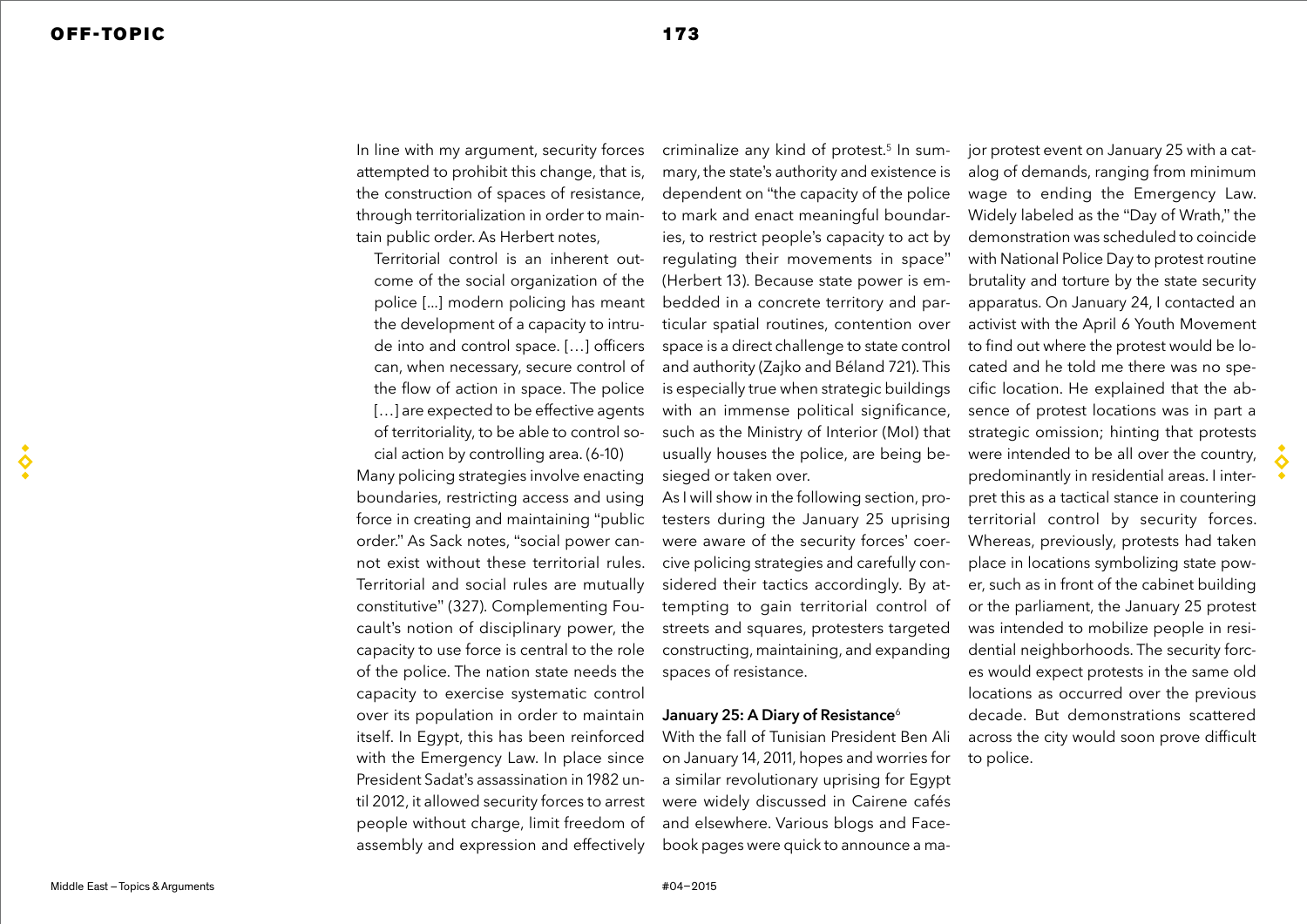In line with my argument, security forces attempted to prohibit this change, that is, the construction of spaces of resistance, through territorialization in order to maintain public order. As Herbert notes,

> Territorial control is an inherent outcome of the social organization of the police [...] modern policing has meant the development of a capacity to intrude into and control space. […] officers can, when necessary, secure control of the flow of action in space. The police […] are expected to be effective agents of territoriality, to be able to control social action by controlling area. (6-10)

Many policing strategies involve enacting boundaries, restricting access and using force in creating and maintaining "public order." As Sack notes, "social power cannot exist without these territorial rules. Territorial and social rules are mutually constitutive" (327). Complementing Foucault's notion of disciplinary power, the capacity to use force is central to the role of the police. The nation state needs the capacity to exercise systematic control over its population in order to maintain itself. In Egypt, this has been reinforced with the Emergency Law. In place since President Sadat's assassination in 1982 until 2012, it allowed security forces to arrest people without charge, limit freedom of assembly and expression and effectively criminalize any kind of protest.[5] In summary, the state's authority and existence is dependent on "the capacity of the police to mark and enact meaningful boundaries, to restrict people's capacity to act by regulating their movements in space" (Herbert 13). Because state power is embedded in a concrete territory and particular spatial routines, contention over space is a direct challenge to state control and authority (Zajko and Béland 721). This is especially true when strategic buildings with an immense political significance, such as the Ministry of Interior (MoI) that usually houses the police, are being besieged or taken over.

As I will show in the following section, protesters during the January 25 uprising were aware of the security forces' coercive policing strategies and carefully considered their tactics accordingly. By attempting to gain territorial control of streets and squares, protesters targeted constructing, maintaining, and expanding spaces of resistance.

**January 25: A Diary of Resistance**[6]

With the fall of Tunisian President Ben Ali on January 14, 2011, hopes and worries for a similar revolutionary uprising for Egypt were widely discussed in Cairene cafés and elsewhere. Various blogs and Facebook pages were quick to announce a major protest event on January 25 with a catalog of demands, ranging from minimum wage to ending the Emergency Law. Widely labeled as the "Day of Wrath," the demonstration was scheduled to coincide with National Police Day to protest routine brutality and torture by the state security apparatus. On January 24, I contacted an activist with the April 6 Youth Movement to find out where the protest would be located and he told me there was no specific location. He explained that the absence of protest locations was in part a strategic omission; hinting that protests were intended to be all over the country, predominantly in residential areas. I interpret this as a tactical stance in countering territorial control by security forces. Whereas, previously, protests had taken place in locations symbolizing state power, such as in front of the cabinet building or the parliament, the January 25 protest was intended to mobilize people in residential neighborhoods. The security forces would expect protests in the same old locations as occurred over the previous decade. But demonstrations scattered across the city would soon prove difficult to police.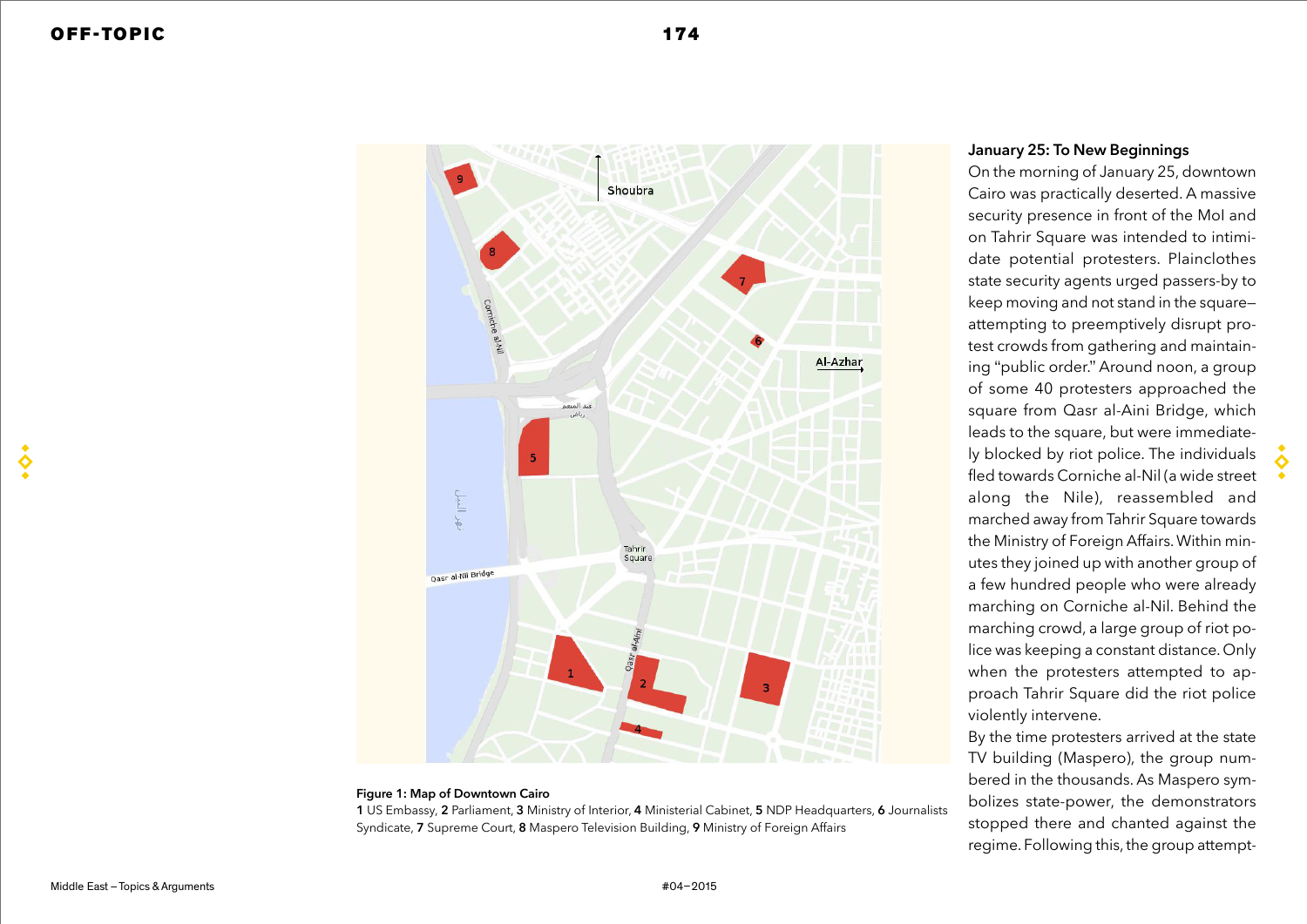**Figure 1: Map of Downtown Cairo**
**1** US Embassy, **2** Parliament, **3** Ministry of Interior, **4** Ministerial Cabinet, **5** NDP Headquarters, **6** Journalists Syndicate, **7** Supreme Court, **8** Maspero Television Building, **9** Ministry of Foreign Affairs

### January 25: To New Beginnings

On the morning of January 25, downtown Cairo was practically deserted. A massive security presence in front of the MoI and on Tahrir Square was intended to intimidate potential protesters. Plainclothes state security agents urged passers-by to keep moving and not stand in the square—attempting to preemptively disrupt protest crowds from gathering and maintaining "public order." Around noon, a group of some 40 protesters approached the square from Qasr al-Aini Bridge, which leads to the square, but were immediately blocked by riot police. The individuals fled towards Corniche al-Nil (a wide street along the Nile), reassembled and marched away from Tahrir Square towards the Ministry of Foreign Affairs. Within minutes they joined up with another group of a few hundred people who were already marching on Corniche al-Nil. Behind the marching crowd, a large group of riot police was keeping a constant distance. Only when the protesters attempted to approach Tahrir Square did the riot police violently intervene.

By the time protesters arrived at the state TV building (Maspero), the group numbered in the thousands. As Maspero symbolizes state-power, the demonstrators stopped there and chanted against the regime. Following this, the group attempt-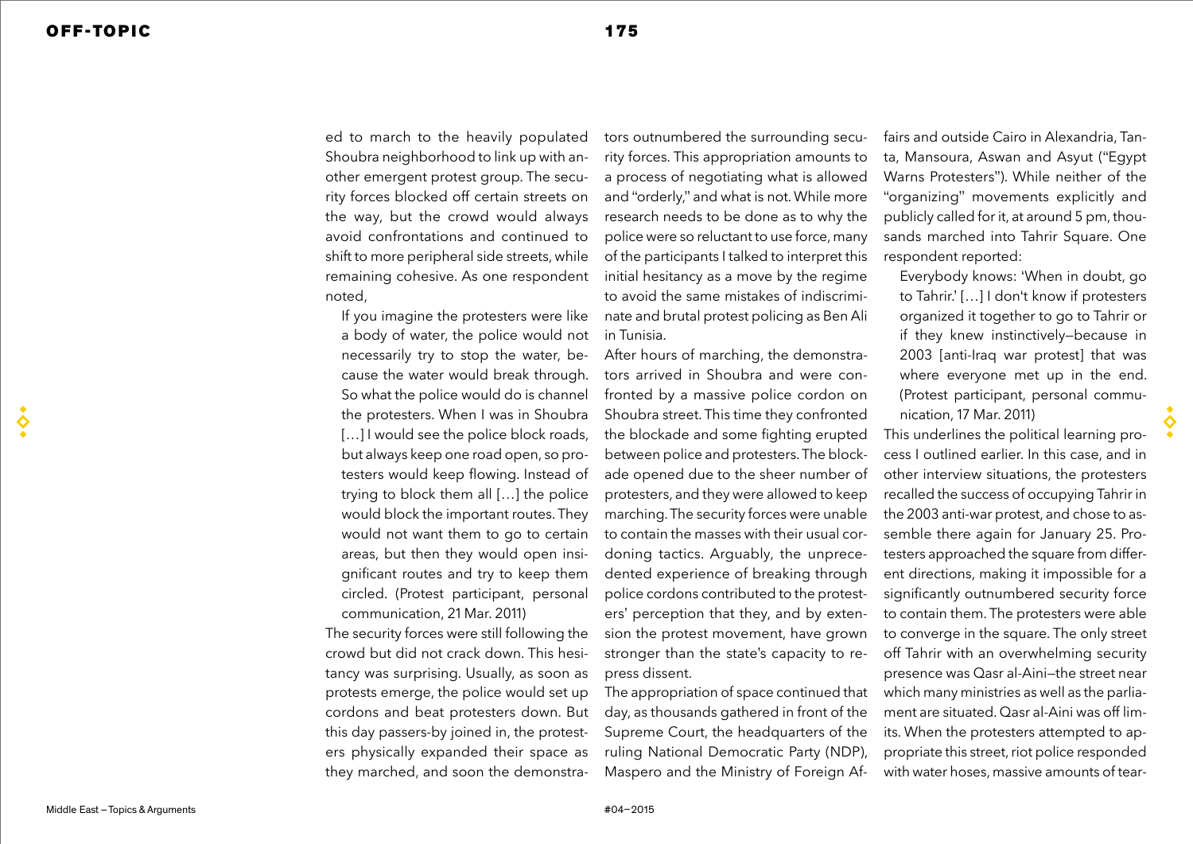ed to march to the heavily populated Shoubra neighborhood to link up with another emergent protest group. The security forces blocked off certain streets on the way, but the crowd would always avoid confrontations and continued to shift to more peripheral side streets, while remaining cohesive. As one respondent noted,

> If you imagine the protesters were like a body of water, the police would not necessarily try to stop the water, because the water would break through. So what the police would do is channel the protesters. When I was in Shoubra […] I would see the police block roads, but always keep one road open, so protesters would keep flowing. Instead of trying to block them all […] the police would block the important routes. They would not want them to go to certain areas, but then they would open insignificant routes and try to keep them circled. (Protest participant, personal communication, 21 Mar. 2011)

The security forces were still following the crowd but did not crack down. This hesitancy was surprising. Usually, as soon as protests emerge, the police would set up cordons and beat protesters down. But this day passers-by joined in, the protesters physically expanded their space as they marched, and soon the demonstrators outnumbered the surrounding security forces. This appropriation amounts to a process of negotiating what is allowed and "orderly," and what is not. While more research needs to be done as to why the police were so reluctant to use force, many of the participants I talked to interpret this initial hesitancy as a move by the regime to avoid the same mistakes of indiscriminate and brutal protest policing as Ben Ali in Tunisia.

After hours of marching, the demonstrators arrived in Shoubra and were confronted by a massive police cordon on Shoubra street. This time they confronted the blockade and some fighting erupted between police and protesters. The blockade opened due to the sheer number of protesters, and they were allowed to keep marching. The security forces were unable to contain the masses with their usual cordoning tactics. Arguably, the unprecedented experience of breaking through police cordons contributed to the protesters' perception that they, and by extension the protest movement, have grown stronger than the state's capacity to repress dissent.

The appropriation of space continued that day, as thousands gathered in front of the Supreme Court, the headquarters of the ruling National Democratic Party (NDP), Maspero and the Ministry of Foreign Affairs and outside Cairo in Alexandria, Tanta, Mansoura, Aswan and Asyut ("Egypt Warns Protesters"). While neither of the "organizing" movements explicitly and publicly called for it, at around 5 pm, thousands marched into Tahrir Square. One respondent reported:

> Everybody knows: 'When in doubt, go to Tahrir.' […] I don't know if protesters organized it together to go to Tahrir or if they knew instinctively—because in 2003 [anti-Iraq war protest] that was where everyone met up in the end. (Protest participant, personal communication, 17 Mar. 2011)

This underlines the political learning process I outlined earlier. In this case, and in other interview situations, the protesters recalled the success of occupying Tahrir in the 2003 anti-war protest, and chose to assemble there again for January 25. Protesters approached the square from different directions, making it impossible for a significantly outnumbered security force to contain them. The protesters were able to converge in the square. The only street off Tahrir with an overwhelming security presence was Qasr al-Aini—the street near which many ministries as well as the parliament are situated. Qasr al-Aini was off limits. When the protesters attempted to appropriate this street, riot police responded with water hoses, massive amounts of tear-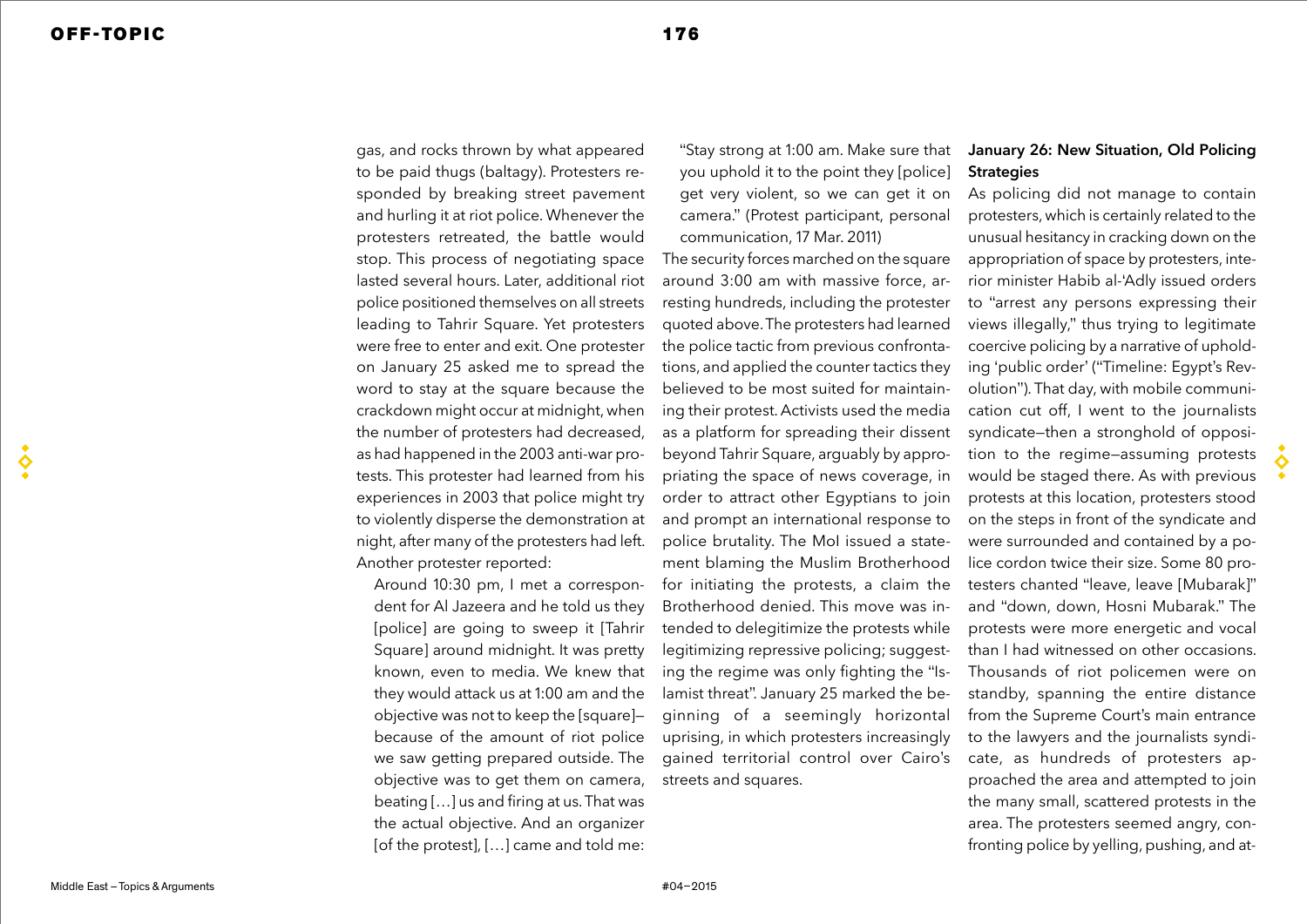gas, and rocks thrown by what appeared to be paid thugs (baltagy). Protesters responded by breaking street pavement and hurling it at riot police. Whenever the protesters retreated, the battle would stop. This process of negotiating space lasted several hours. Later, additional riot police positioned themselves on all streets leading to Tahrir Square. Yet protesters were free to enter and exit. One protester on January 25 asked me to spread the word to stay at the square because the crackdown might occur at midnight, when the number of protesters had decreased, as had happened in the 2003 anti-war protests. This protester had learned from his experiences in 2003 that police might try to violently disperse the demonstration at night, after many of the protesters had left. Another protester reported:

> Around 10:30 pm, I met a correspondent for Al Jazeera and he told us they [police] are going to sweep it [Tahrir Square] around midnight. It was pretty known, even to media. We knew that they would attack us at 1:00 am and the objective was not to keep the [square]—because of the amount of riot police we saw getting prepared outside. The objective was to get them on camera, beating […] us and firing at us. That was the actual objective. And an organizer [of the protest], […] came and told me: "Stay strong at 1:00 am. Make sure that you uphold it to the point they [police] get very violent, so we can get it on camera." (Protest participant, personal communication, 17 Mar. 2011)

The security forces marched on the square around 3:00 am with massive force, arresting hundreds, including the protester quoted above. The protesters had learned the police tactic from previous confrontations, and applied the counter tactics they believed to be most suited for maintaining their protest. Activists used the media as a platform for spreading their dissent beyond Tahrir Square, arguably by appropriating the space of news coverage, in order to attract other Egyptians to join and prompt an international response to police brutality. The MoI issued a statement blaming the Muslim Brotherhood for initiating the protests, a claim the Brotherhood denied. This move was intended to delegitimize the protests while legitimizing repressive policing; suggesting the regime was only fighting the "Islamist threat". January 25 marked the beginning of a seemingly horizontal uprising, in which protesters increasingly gained territorial control over Cairo's streets and squares.

### January 26: New Situation, Old Policing Strategies

As policing did not manage to contain protesters, which is certainly related to the unusual hesitancy in cracking down on the appropriation of space by protesters, interior minister Habib al-'Adly issued orders to "arrest any persons expressing their views illegally," thus trying to legitimate coercive policing by a narrative of upholding 'public order' ("Timeline: Egypt's Revolution"). That day, with mobile communication cut off, I went to the journalists syndicate—then a stronghold of opposition to the regime—assuming protests would be staged there. As with previous protests at this location, protesters stood on the steps in front of the syndicate and were surrounded and contained by a police cordon twice their size. Some 80 protesters chanted "leave, leave [Mubarak]" and "down, down, Hosni Mubarak." The protests were more energetic and vocal than I had witnessed on other occasions. Thousands of riot policemen were on standby, spanning the entire distance from the Supreme Court's main entrance to the lawyers and the journalists syndicate, as hundreds of protesters approached the area and attempted to join the many small, scattered protests in the area. The protesters seemed angry, confronting police by yelling, pushing, and at-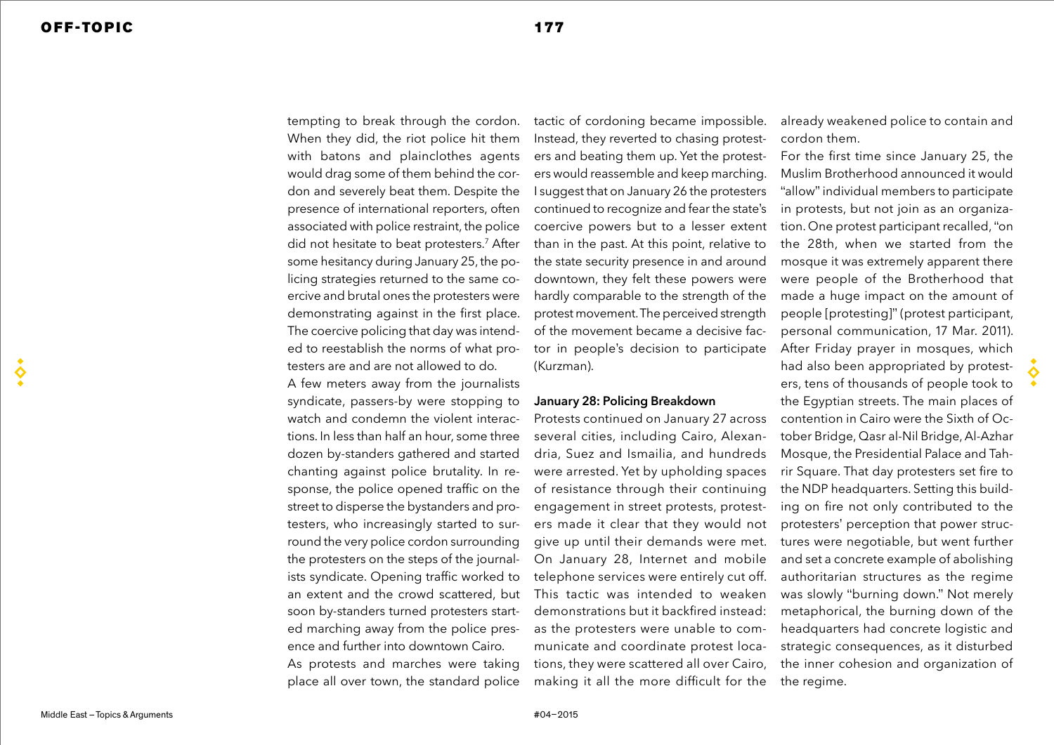tempting to break through the cordon. When they did, the riot police hit them with batons and plainclothes agents would drag some of them behind the cordon and severely beat them. Despite the presence of international reporters, often associated with police restraint, the police did not hesitate to beat protesters.[7] After some hesitancy during January 25, the policing strategies returned to the same coercive and brutal ones the protesters were demonstrating against in the first place. The coercive policing that day was intended to reestablish the norms of what protesters are and are not allowed to do.

A few meters away from the journalists syndicate, passers-by were stopping to watch and condemn the violent interactions. In less than half an hour, some three dozen by-standers gathered and started chanting against police brutality. In response, the police opened traffic on the street to disperse the bystanders and protesters, who increasingly started to surround the very police cordon surrounding the protesters on the steps of the journalists syndicate. Opening traffic worked to an extent and the crowd scattered, but soon by-standers turned protesters started marching away from the police presence and further into downtown Cairo.

As protests and marches were taking place all over town, the standard police tactic of cordoning became impossible. Instead, they reverted to chasing protesters and beating them up. Yet the protesters would reassemble and keep marching. I suggest that on January 26 the protesters continued to recognize and fear the state's coercive powers but to a lesser extent than in the past. At this point, relative to the state security presence in and around downtown, they felt these powers were hardly comparable to the strength of the protest movement. The perceived strength of the movement became a decisive factor in people's decision to participate (Kurzman).

### January 28: Policing Breakdown

Protests continued on January 27 across several cities, including Cairo, Alexandria, Suez and Ismailia, and hundreds were arrested. Yet by upholding spaces of resistance through their continuing engagement in street protests, protesters made it clear that they would not give up until their demands were met. On January 28, Internet and mobile telephone services were entirely cut off. This tactic was intended to weaken demonstrations but it backfired instead: as the protesters were unable to communicate and coordinate protest locations, they were scattered all over Cairo, making it all the more difficult for the already weakened police to contain and cordon them.

For the first time since January 25, the Muslim Brotherhood announced it would "allow" individual members to participate in protests, but not join as an organization. One protest participant recalled, "on the 28th, when we started from the mosque it was extremely apparent there were people of the Brotherhood that made a huge impact on the amount of people [protesting]" (protest participant, personal communication, 17 Mar. 2011). After Friday prayer in mosques, which had also been appropriated by protesters, tens of thousands of people took to the Egyptian streets. The main places of contention in Cairo were the Sixth of October Bridge, Qasr al-Nil Bridge, Al-Azhar Mosque, the Presidential Palace and Tahrir Square. That day protesters set fire to the NDP headquarters. Setting this building on fire not only contributed to the protesters' perception that power structures were negotiable, but went further and set a concrete example of abolishing authoritarian structures as the regime was slowly "burning down." Not merely metaphorical, the burning down of the headquarters had concrete logistic and strategic consequences, as it disturbed the inner cohesion and organization of the regime.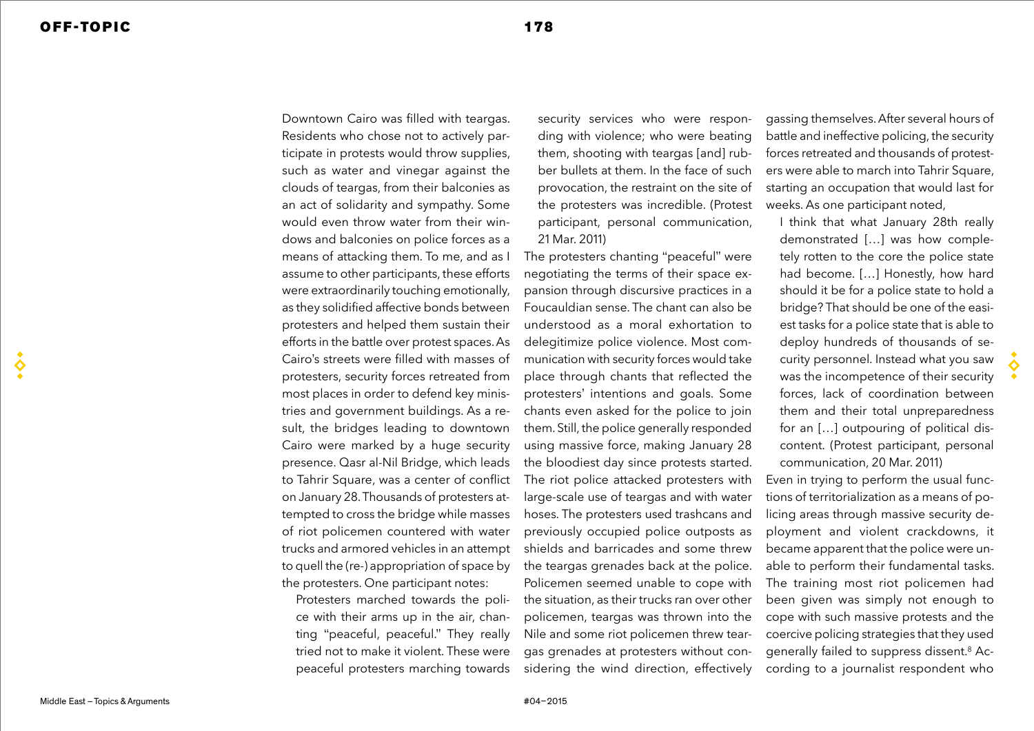Downtown Cairo was filled with teargas. Residents who chose not to actively participate in protests would throw supplies, such as water and vinegar against the clouds of teargas, from their balconies as an act of solidarity and sympathy. Some would even throw water from their windows and balconies on police forces as a means of attacking them. To me, and as I assume to other participants, these efforts were extraordinarily touching emotionally, as they solidified affective bonds between protesters and helped them sustain their efforts in the battle over protest spaces. As Cairo's streets were filled with masses of protesters, security forces retreated from most places in order to defend key ministries and government buildings. As a result, the bridges leading to downtown Cairo were marked by a huge security presence. Qasr al-Nil Bridge, which leads to Tahrir Square, was a center of conflict on January 28. Thousands of protesters attempted to cross the bridge while masses of riot policemen countered with water trucks and armored vehicles in an attempt to quell the (re-) appropriation of space by the protesters. One participant notes:

> Protesters marched towards the police with their arms up in the air, chanting "peaceful, peaceful." They really tried not to make it violent. These were peaceful protesters marching towards security services who were responding with violence; who were beating them, shooting with teargas [and] rubber bullets at them. In the face of such provocation, the restraint on the site of the protesters was incredible. (Protest participant, personal communication, 21 Mar. 2011)

The protesters chanting "peaceful" were negotiating the terms of their space expansion through discursive practices in a Foucauldian sense. The chant can also be understood as a moral exhortation to delegitimize police violence. Most communication with security forces would take place through chants that reflected the protesters' intentions and goals. Some chants even asked for the police to join them. Still, the police generally responded using massive force, making January 28 the bloodiest day since protests started. The riot police attacked protesters with large-scale use of teargas and with water hoses. The protesters used trashcans and previously occupied police outposts as shields and barricades and some threw the teargas grenades back at the police. Policemen seemed unable to cope with the situation, as their trucks ran over other policemen, teargas was thrown into the Nile and some riot policemen threw teargas grenades at protesters without considering the wind direction, effectively gassing themselves. After several hours of battle and ineffective policing, the security forces retreated and thousands of protesters were able to march into Tahrir Square, starting an occupation that would last for weeks. As one participant noted,

> I think that what January 28th really demonstrated […] was how completely rotten to the core the police state had become. […] Honestly, how hard should it be for a police state to hold a bridge? That should be one of the easiest tasks for a police state that is able to deploy hundreds of thousands of security personnel. Instead what you saw was the incompetence of their security forces, lack of coordination between them and their total unpreparedness for an […] outpouring of political discontent. (Protest participant, personal communication, 20 Mar. 2011)

Even in trying to perform the usual functions of territorialization as a means of policing areas through massive security deployment and violent crackdowns, it became apparent that the police were unable to perform their fundamental tasks. The training most riot policemen had been given was simply not enough to cope with such massive protests and the coercive policing strategies that they used generally failed to suppress dissent.[8] According to a journalist respondent who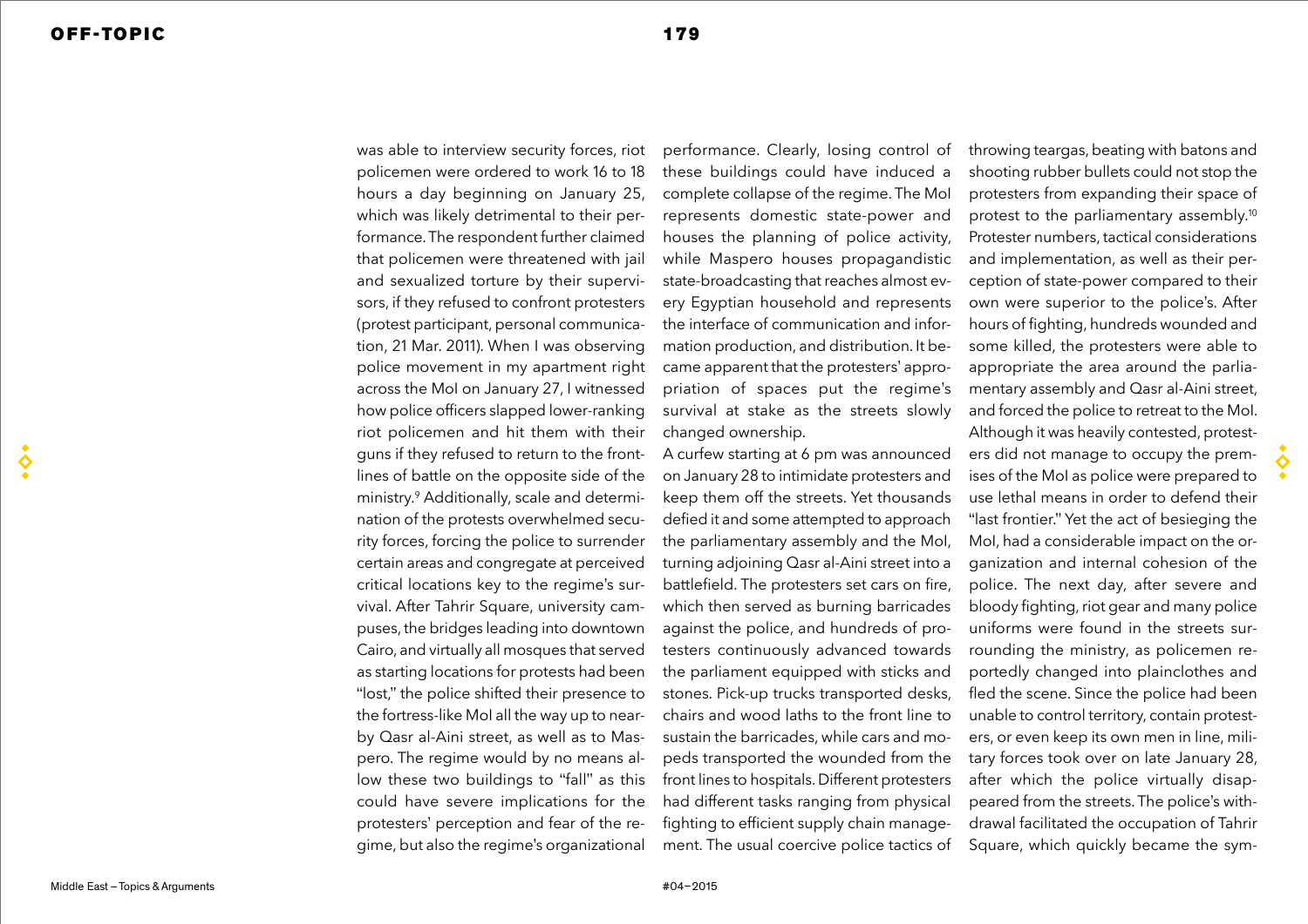was able to interview security forces, riot policemen were ordered to work 16 to 18 hours a day beginning on January 25, which was likely detrimental to their performance. The respondent further claimed that policemen were threatened with jail and sexualized torture by their supervisors, if they refused to confront protesters (protest participant, personal communication, 21 Mar. 2011). When I was observing police movement in my apartment right across the MoI on January 27, I witnessed how police officers slapped lower-ranking riot policemen and hit them with their guns if they refused to return to the frontlines of battle on the opposite side of the ministry.[9] Additionally, scale and determination of the protests overwhelmed security forces, forcing the police to surrender certain areas and congregate at perceived critical locations key to the regime's survival. After Tahrir Square, university campuses, the bridges leading into downtown Cairo, and virtually all mosques that served as starting locations for protests had been "lost," the police shifted their presence to the fortress-like MoI all the way up to nearby Qasr al-Aini street, as well as to Maspero. The regime would by no means allow these two buildings to "fall" as this could have severe implications for the protesters' perception and fear of the regime, but also the regime's organizational performance. Clearly, losing control of these buildings could have induced a complete collapse of the regime. The MoI represents domestic state-power and houses the planning of police activity, while Maspero houses propagandistic state-broadcasting that reaches almost every Egyptian household and represents the interface of communication and information production, and distribution. It became apparent that the protesters' appropriation of spaces put the regime's survival at stake as the streets slowly changed ownership.

A curfew starting at 6 pm was announced on January 28 to intimidate protesters and keep them off the streets. Yet thousands defied it and some attempted to approach the parliamentary assembly and the MoI, turning adjoining Qasr al-Aini street into a battlefield. The protesters set cars on fire, which then served as burning barricades against the police, and hundreds of protesters continuously advanced towards the parliament equipped with sticks and stones. Pick-up trucks transported desks, chairs and wood laths to the front line to sustain the barricades, while cars and mopeds transported the wounded from the front lines to hospitals. Different protesters had different tasks ranging from physical fighting to efficient supply chain management. The usual coercive police tactics of throwing teargas, beating with batons and shooting rubber bullets could not stop the protesters from expanding their space of protest to the parliamentary assembly.[10] Protester numbers, tactical considerations and implementation, as well as their perception of state-power compared to their own were superior to the police's. After hours of fighting, hundreds wounded and some killed, the protesters were able to appropriate the area around the parliamentary assembly and Qasr al-Aini street, and forced the police to retreat to the MoI. Although it was heavily contested, protesters did not manage to occupy the premises of the MoI as police were prepared to use lethal means in order to defend their "last frontier." Yet the act of besieging the MoI, had a considerable impact on the organization and internal cohesion of the police. The next day, after severe and bloody fighting, riot gear and many police uniforms were found in the streets surrounding the ministry, as policemen reportedly changed into plainclothes and fled the scene. Since the police had been unable to control territory, contain protesters, or even keep its own men in line, military forces took over on late January 28, after which the police virtually disappeared from the streets. The police's withdrawal facilitated the occupation of Tahrir Square, which quickly became the sym-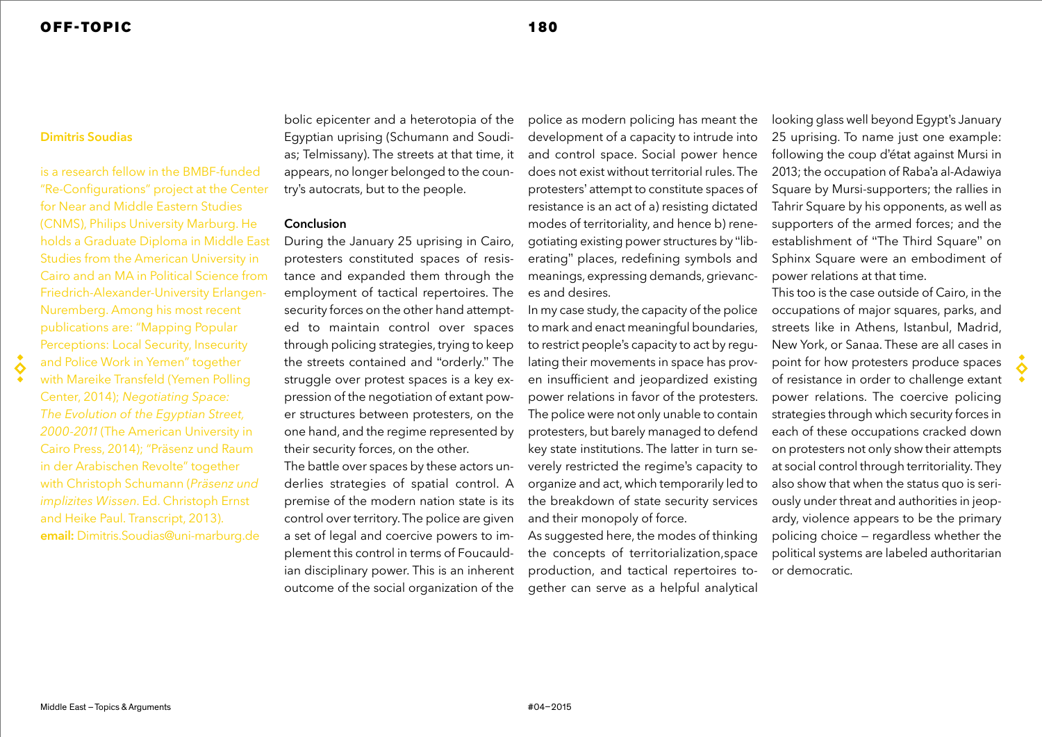bolic epicenter and a heterotopia of the Egyptian uprising (Schumann and Soudias; Telmissany). The streets at that time, it appears, no longer belonged to the country's autocrats, but to the people.

## Conclusion

During the January 25 uprising in Cairo, protesters constituted spaces of resistance and expanded them through the employment of tactical repertoires. The security forces on the other hand attempted to maintain control over spaces through policing strategies, trying to keep the streets contained and "orderly." The struggle over protest spaces is a key expression of the negotiation of extant power structures between protesters, on the one hand, and the regime represented by their security forces, on the other.

The battle over spaces by these actors underlies strategies of spatial control. A premise of the modern nation state is its control over territory. The police are given a set of legal and coercive powers to implement this control in terms of Foucauldian disciplinary power. This is an inherent outcome of the social organization of the police as modern policing has meant the development of a capacity to intrude into and control space. Social power hence does not exist without territorial rules. The protesters' attempt to constitute spaces of resistance is an act of a) resisting dictated modes of territoriality, and hence b) renegotiating existing power structures by "liberating" places, redefining symbols and meanings, expressing demands, grievances and desires.

In my case study, the capacity of the police to mark and enact meaningful boundaries, to restrict people's capacity to act by regulating their movements in space has proven insufficient and jeopardized existing power relations in favor of the protesters. The police were not only unable to contain protesters, but barely managed to defend key state institutions. The latter in turn severely restricted the regime's capacity to organize and act, which temporarily led to the breakdown of state security services and their monopoly of force.

As suggested here, the modes of thinking the concepts of territorialization,space production, and tactical repertoires together can serve as a helpful analytical looking glass well beyond Egypt's January 25 uprising. To name just one example: following the coup d'état against Mursi in 2013; the occupation of Raba'a al-Adawiya Square by Mursi-supporters; the rallies in Tahrir Square by his opponents, as well as supporters of the armed forces; and the establishment of "The Third Square" on Sphinx Square were an embodiment of power relations at that time.

This too is the case outside of Cairo, in the occupations of major squares, parks, and streets like in Athens, Istanbul, Madrid, New York, or Sanaa. These are all cases in point for how protesters produce spaces of resistance in order to challenge extant power relations. The coercive policing strategies through which security forces in each of these occupations cracked down on protesters not only show their attempts at social control through territoriality. They also show that when the status quo is seriously under threat and authorities in jeopardy, violence appears to be the primary policing choice — regardless whether the political systems are labeled authoritarian or democratic.

**Dimitris Soudias**

is a research fellow in the BMBF-funded "Re-Configurations" project at the Center for Near and Middle Eastern Studies (CNMS), Philips University Marburg. He holds a Graduate Diploma in Middle East Studies from the American University in Cairo and an MA in Political Science from Friedrich-Alexander-University Erlangen-Nuremberg. Among his most recent publications are: "Mapping Popular Perceptions: Local Security, Insecurity and Police Work in Yemen" together with Mareike Transfeld (Yemen Polling Center, 2014); *Negotiating Space: The Evolution of the Egyptian Street, 2000-2011* (The American University in Cairo Press, 2014); "Präsenz und Raum in der Arabischen Revolte" together with Christoph Schumann (*Präsenz und implizites Wissen*. Ed. Christoph Ernst and Heike Paul. Transcript, 2013).

**email:** Dimitris.Soudias@uni-marburg.de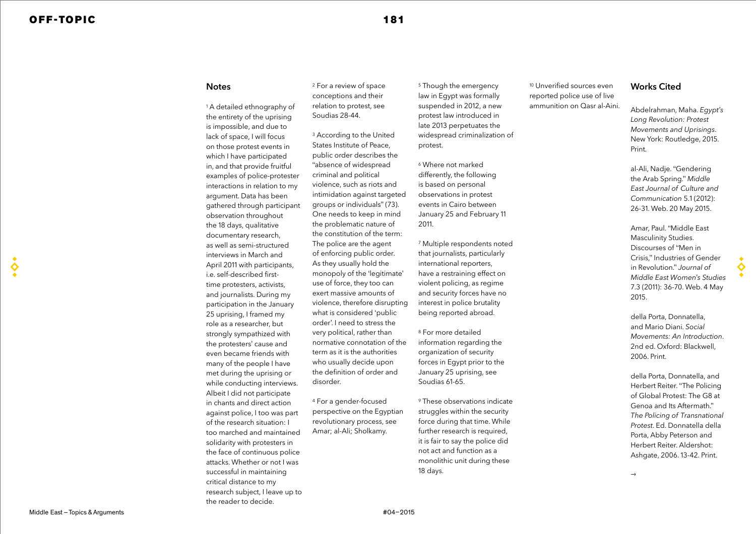## Notes

[1] A detailed ethnography of the entirety of the uprising is impossible, and due to lack of space, I will focus on those protest events in which I have participated in, and that provide fruitful examples of police-protester interactions in relation to my argument. Data has been gathered through participant observation throughout the 18 days, qualitative documentary research, as well as semi-structured interviews in March and April 2011 with participants, i.e. self-described first-time protesters, activists, and journalists. During my participation in the January 25 uprising, I framed my role as a researcher, but strongly sympathized with the protesters' cause and even became friends with many of the people I have met during the uprising or while conducting interviews. Albeit I did not participate in chants and direct action against police, I too was part of the research situation: I too marched and maintained solidarity with protesters in the face of continuous police attacks. Whether or not I was successful in maintaining critical distance to my research subject, I leave up to the reader to decide.

[2] For a review of space conceptions and their relation to protest, see Soudias 28-44.

[3] According to the United States Institute of Peace, public order describes the "absence of widespread criminal and political violence, such as riots and intimidation against targeted groups or individuals" (73). One needs to keep in mind the problematic nature of the constitution of the term: The police are the agent of enforcing public order. As they usually hold the monopoly of the 'legitimate' use of force, they too can exert massive amounts of violence, therefore disrupting what is considered 'public order'. I need to stress the very political, rather than normative connotation of the term as it is the authorities who usually decide upon the definition of order and disorder.

[4] For a gender-focused perspective on the Egyptian revolutionary process, see Amar; al-Ali; Sholkamy.

[5] Though the emergency law in Egypt was formally suspended in 2012, a new protest law introduced in late 2013 perpetuates the widespread criminalization of protest.

[6] Where not marked differently, the following is based on personal observations in protest events in Cairo between January 25 and February 11 2011.

[7] Multiple respondents noted that journalists, particularly international reporters, have a restraining effect on violent policing, as regime and security forces have no interest in police brutality being reported abroad.

[8] For more detailed information regarding the organization of security forces in Egypt prior to the January 25 uprising, see Soudias 61-65.

[9] These observations indicate struggles within the security force during that time. While further research is required, it is fair to say the police did not act and function as a monolithic unit during these 18 days.

[10] Unverified sources even reported police use of live ammunition on Qasr al-Aini.

## Works Cited

Abdelrahman, Maha. *Egypt's Long Revolution: Protest Movements and Uprisings*. New York: Routledge, 2015. Print.

al-Ali, Nadje. "Gendering the Arab Spring." *Middle East Journal of Culture and Communication* 5.1 (2012): 26-31. Web. 20 May 2015.

Amar, Paul. "Middle East Masculinity Studies. Discourses of "Men in Crisis," Industries of Gender in Revolution." *Journal of Middle East Women's Studies* 7.3 (2011): 36-70. Web. 4 May 2015.

della Porta, Donnatella, and Mario Diani. *Social Movements: An Introduction*. 2nd ed. Oxford: Blackwell, 2006. Print.

della Porta, Donnatella, and Herbert Reiter. "The Policing of Global Protest: The G8 at Genoa and Its Aftermath." *The Policing of Transnational Protest*. Ed. Donnatella della Porta, Abby Peterson and Herbert Reiter. Aldershot: Ashgate, 2006. 13-42. Print.

→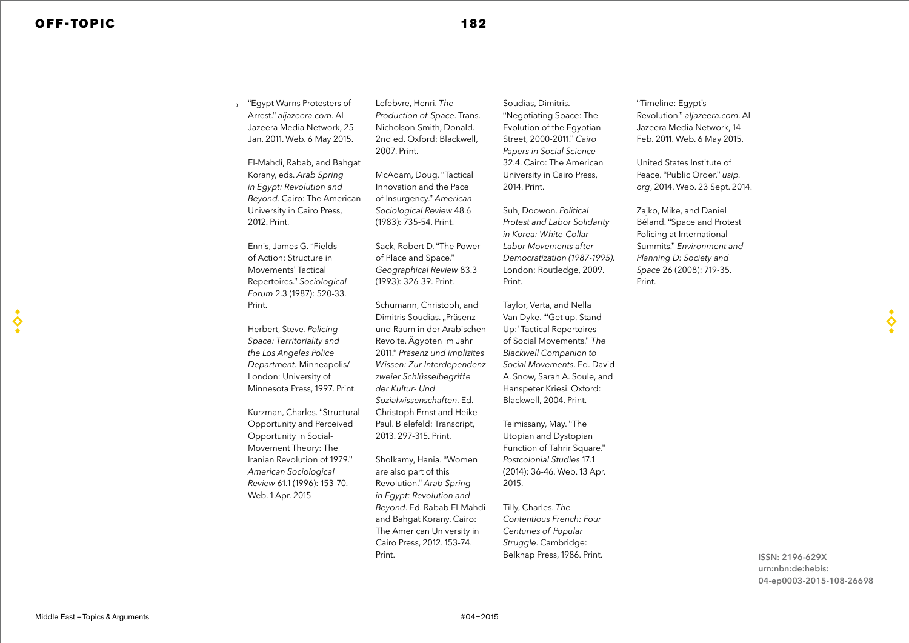"Egypt Warns Protesters of Arrest." *aljazeera.com*. Al Jazeera Media Network, 25 Jan. 2011. Web. 6 May 2015.

El-Mahdi, Rabab, and Bahgat Korany, eds. *Arab Spring in Egypt: Revolution and Beyond*. Cairo: The American University in Cairo Press, 2012. Print.

Ennis, James G. "Fields of Action: Structure in Movements' Tactical Repertoires." *Sociological Forum* 2.3 (1987): 520-33. Print.

Herbert, Steve. *Policing Space: Territoriality and the Los Angeles Police Department.* Minneapolis/London: University of Minnesota Press, 1997. Print.

Kurzman, Charles. "Structural Opportunity and Perceived Opportunity in Social-Movement Theory: The Iranian Revolution of 1979." *American Sociological Review* 61.1 (1996): 153-70. Web. 1 Apr. 2015

Lefebvre, Henri. *The Production of Space*. Trans. Nicholson-Smith, Donald. 2nd ed. Oxford: Blackwell, 2007. Print.

McAdam, Doug. "Tactical Innovation and the Pace of Insurgency." *American Sociological Review* 48.6 (1983): 735-54. Print.

Sack, Robert D. "The Power of Place and Space." *Geographical Review* 83.3 (1993): 326-39. Print.

Schumann, Christoph, and Dimitris Soudias. „Präsenz und Raum in der Arabischen Revolte. Ägypten im Jahr 2011." *Präsenz und implizites Wissen: Zur Interdependenz zweier Schlüsselbegriffe der Kultur- Und Sozialwissenschaften*. Ed. Christoph Ernst and Heike Paul. Bielefeld: Transcript, 2013. 297-315. Print.

Sholkamy, Hania. "Women are also part of this Revolution." *Arab Spring in Egypt: Revolution and Beyond*. Ed. Rabab El-Mahdi and Bahgat Korany. Cairo: The American University in Cairo Press, 2012. 153-74. Print.

Soudias, Dimitris. "Negotiating Space: The Evolution of the Egyptian Street, 2000-2011." *Cairo Papers in Social Science* 32.4. Cairo: The American University in Cairo Press, 2014. Print.

Suh, Doowon. *Political Protest and Labor Solidarity in Korea: White-Collar Labor Movements after Democratization (1987-1995).* London: Routledge, 2009. Print.

Taylor, Verta, and Nella Van Dyke. "'Get up, Stand Up:' Tactical Repertoires of Social Movements." *The Blackwell Companion to Social Movements*. Ed. David A. Snow, Sarah A. Soule, and Hanspeter Kriesi. Oxford: Blackwell, 2004. Print.

Telmissany, May. "The Utopian and Dystopian Function of Tahrir Square." *Postcolonial Studies* 17.1 (2014): 36-46. Web. 13 Apr. 2015.

Tilly, Charles. *The Contentious French: Four Centuries of Popular Struggle*. Cambridge: Belknap Press, 1986. Print.

"Timeline: Egypt's Revolution." *aljazeera.com*. Al Jazeera Media Network, 14 Feb. 2011. Web. 6 May 2015.

United States Institute of Peace. "Public Order." *usip.org*, 2014. Web. 23 Sept. 2014.

Zajko, Mike, and Daniel Béland. "Space and Protest Policing at International Summits." *Environment and Planning D: Society and Space* 26 (2008): 719-35. Print.

ISSN: 2196-629X
urn:nbn:de:hebis:04-ep0003-2015-108-26698